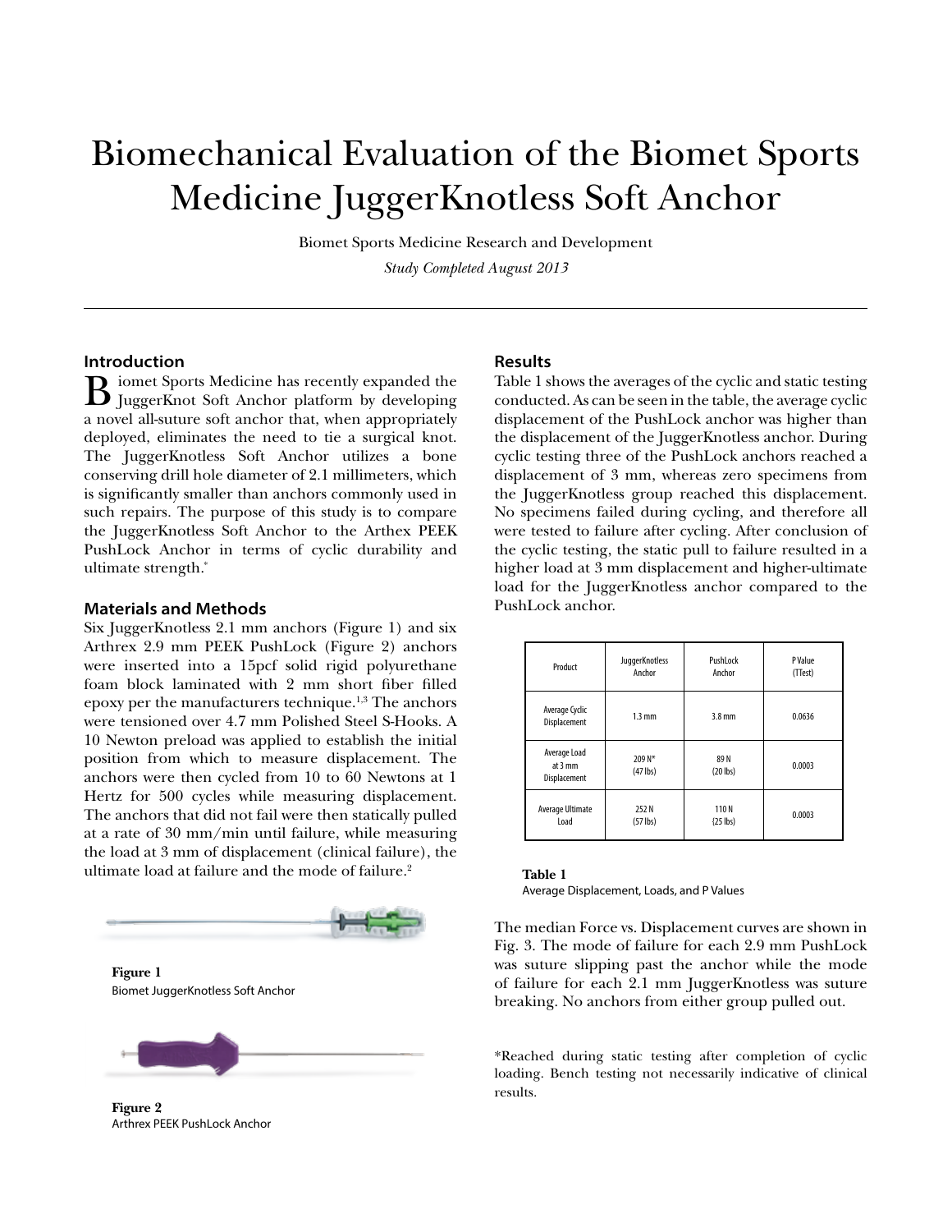# Biomechanical Evaluation of the Biomet Sports Medicine JuggerKnotless Soft Anchor

Biomet Sports Medicine Research and Development

*Study Completed August 2013*

## Introduction

Biomet Sports Medicine has recently expanded the JuggerKnot Soft Anchor platform by developing a novel all-suture soft anchor that, when appropriately deployed, eliminates the need to tie a surgical knot. The JuggerKnotless Soft Anchor utilizes a bone conserving drill hole diameter of 2.1 millimeters, which is significantly smaller than anchors commonly used in such repairs. The purpose of this study is to compare the JuggerKnotless Soft Anchor to the Arthex PEEK PushLock Anchor in terms of cyclic durability and ultimate strength.*

## Materials and Methods

Six JuggerKnotless 2.1 mm anchors (Figure 1) and six Arthrex 2.9 mm PEEK PushLock (Figure 2) anchors were inserted into a 15pcf solid rigid polyurethane foam block laminated with 2 mm short fiber filled epoxy per the manufacturers technique.[1,3] The anchors were tensioned over 4.7 mm Polished Steel S-Hooks. A 10 Newton preload was applied to establish the initial position from which to measure displacement. The anchors were then cycled from 10 to 60 Newtons at 1 Hertz for 500 cycles while measuring displacement. The anchors that did not fail were then statically pulled at a rate of 30 mm/min until failure, while measuring the load at 3 mm of displacement (clinical failure), the ultimate load at failure and the mode of failure.[2]

**Figure 1**
Biomet JuggerKnotless Soft Anchor

**Figure 2**
Arthrex PEEK PushLock Anchor

## Results

Table 1 shows the averages of the cyclic and static testing conducted. As can be seen in the table, the average cyclic displacement of the PushLock anchor was higher than the displacement of the JuggerKnotless anchor. During cyclic testing three of the PushLock anchors reached a displacement of 3 mm, whereas zero specimens from the JuggerKnotless group reached this displacement. No specimens failed during cycling, and therefore all were tested to failure after cycling. After conclusion of the cyclic testing, the static pull to failure resulted in a higher load at 3 mm displacement and higher-ultimate load for the JuggerKnotless anchor compared to the PushLock anchor.

| Product | JuggerKnotless Anchor | PushLock Anchor | P Value (TTest) |
|---|---|---|---|
| Average Cyclic Displacement | 1.3 mm | 3.8 mm | 0.0636 |
| Average Load at 3 mm Displacement | 209 N* (47 lbs) | 89 N (20 lbs) | 0.0003 |
| Average Ultimate Load | 252 N (57 lbs) | 110 N (25 lbs) | 0.0003 |

**Table 1**
Average Displacement, Loads, and P Values

The median Force vs. Displacement curves are shown in Fig. 3. The mode of failure for each 2.9 mm PushLock was suture slipping past the anchor while the mode of failure for each 2.1 mm JuggerKnotless was suture breaking. No anchors from either group pulled out.

*Reached during static testing after completion of cyclic loading. Bench testing not necessarily indicative of clinical results.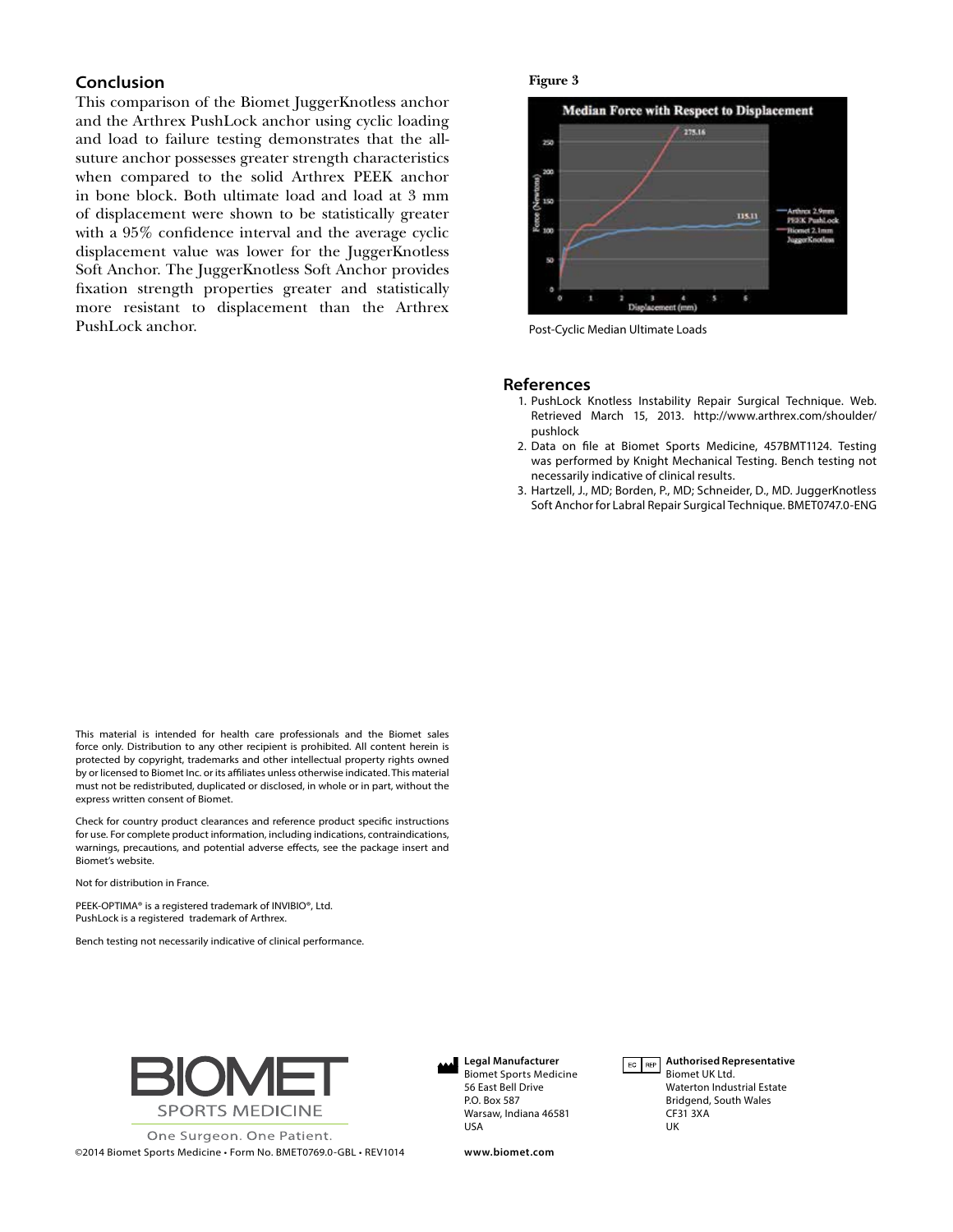## Conclusion

This comparison of the Biomet JuggerKnotless anchor and the Arthrex PushLock anchor using cyclic loading and load to failure testing demonstrates that the all-suture anchor possesses greater strength characteristics when compared to the solid Arthrex PEEK anchor in bone block. Both ultimate load and load at 3 mm of displacement were shown to be statistically greater with a 95% confidence interval and the average cyclic displacement value was lower for the JuggerKnotless Soft Anchor. The JuggerKnotless Soft Anchor provides fixation strength properties greater and statistically more resistant to displacement than the Arthrex PushLock anchor.

**Figure 3**

Median Force with Respect to Displacement

275.16

115.11

Force (Newtons)

0
50
100
150
200
250

Displacement (mm)

0
1
2
3
4
5
6

Arthrex 2.9mm PEEK PushLock

Biomet 2.1mm JuggerKnotless

Post-Cyclic Median Ultimate Loads

## References

1. PushLock Knotless Instability Repair Surgical Technique. Web. Retrieved March 15, 2013. http://www.arthrex.com/shoulder/pushlock
2. Data on file at Biomet Sports Medicine, 457BMT1124. Testing was performed by Knight Mechanical Testing. Bench testing not necessarily indicative of clinical results.
3. Hartzell, J., MD; Borden, P., MD; Schneider, D., MD. JuggerKnotless Soft Anchor for Labral Repair Surgical Technique. BMET0747.0-ENG

This material is intended for health care professionals and the Biomet sales force only. Distribution to any other recipient is prohibited. All content herein is protected by copyright, trademarks and other intellectual property rights owned by or licensed to Biomet Inc. or its affiliates unless otherwise indicated. This material must not be redistributed, duplicated or disclosed, in whole or in part, without the express written consent of Biomet.

Check for country product clearances and reference product specific instructions for use. For complete product information, including indications, contraindications, warnings, precautions, and potential adverse effects, see the package insert and Biomet's website.

Not for distribution in France.

PEEK-OPTIMA® is a registered trademark of INVIBIO®, Ltd.
PushLock is a registered trademark of Arthrex.

Bench testing not necessarily indicative of clinical performance.

BIOMET SPORTS MEDICINE

One Surgeon. One Patient.

©2014 Biomet Sports Medicine • Form No. BMET0769.0-GBL • REV1014

**Legal Manufacturer**
Biomet Sports Medicine
56 East Bell Drive
P.O. Box 587
Warsaw, Indiana 46581
USA

**www.biomet.com**

EC REP **Authorised Representative**
Biomet UK Ltd.
Waterton Industrial Estate
Bridgend, South Wales
CF31 3XA
UK